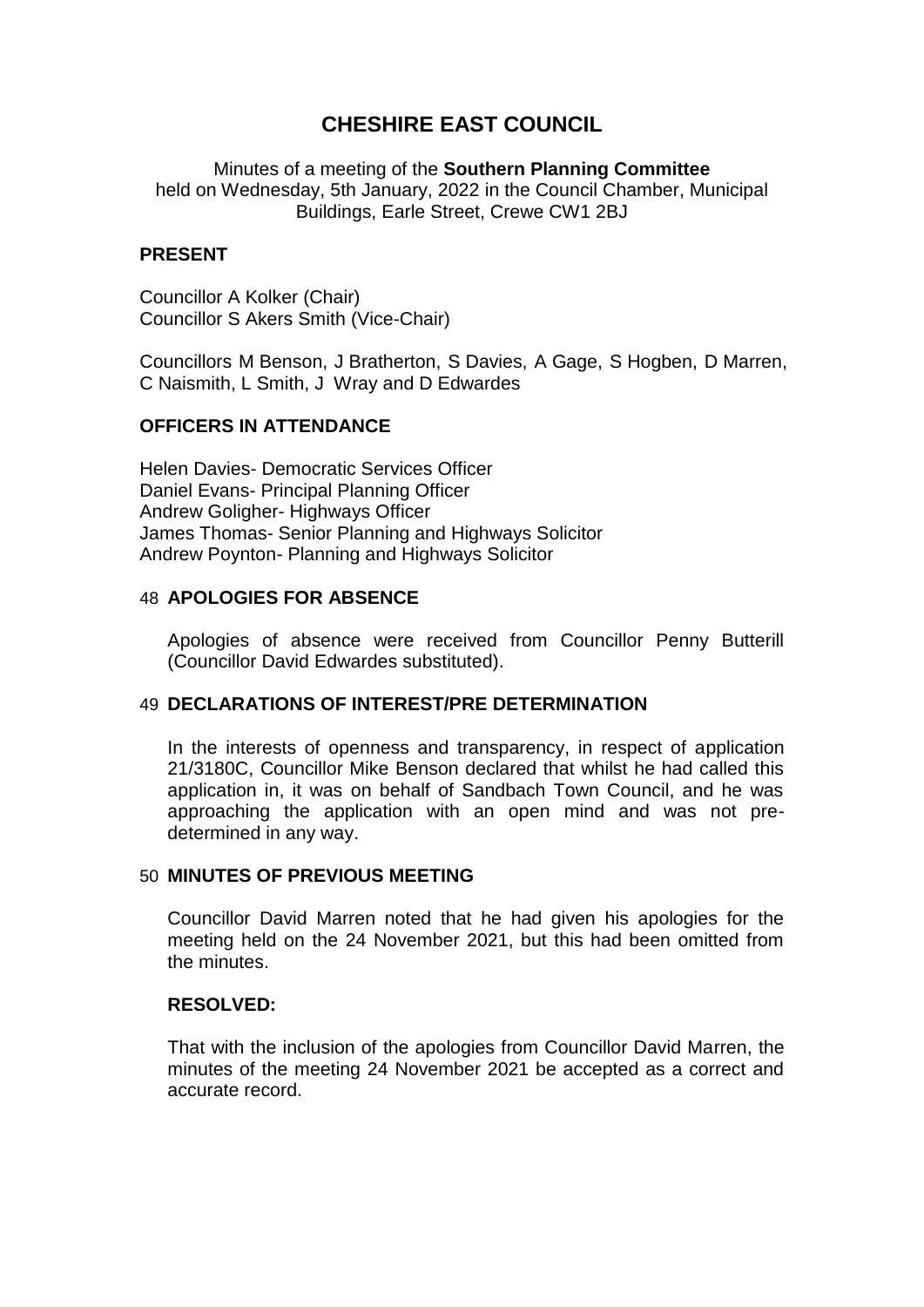# CHESHIRE EAST COUNCIL

Minutes of a meeting of the **Southern Planning Committee** held on Wednesday, 5th January, 2022 in the Council Chamber, Municipal Buildings, Earle Street, Crewe CW1 2BJ

## PRESENT

Councillor A Kolker (Chair)
Councillor S Akers Smith (Vice-Chair)

Councillors M Benson, J Bratherton, S Davies, A Gage, S Hogben, D Marren, C Naismith, L Smith, J Wray and D Edwardes

## OFFICERS IN ATTENDANCE

Helen Davies- Democratic Services Officer
Daniel Evans- Principal Planning Officer
Andrew Goligher- Highways Officer
James Thomas- Senior Planning and Highways Solicitor
Andrew Poynton- Planning and Highways Solicitor

## 48 APOLOGIES FOR ABSENCE

Apologies of absence were received from Councillor Penny Butterill (Councillor David Edwardes substituted).

## 49 DECLARATIONS OF INTEREST/PRE DETERMINATION

In the interests of openness and transparency, in respect of application 21/3180C, Councillor Mike Benson declared that whilst he had called this application in, it was on behalf of Sandbach Town Council, and he was approaching the application with an open mind and was not pre-determined in any way.

## 50 MINUTES OF PREVIOUS MEETING

Councillor David Marren noted that he had given his apologies for the meeting held on the 24 November 2021, but this had been omitted from the minutes.

**RESOLVED:**

That with the inclusion of the apologies from Councillor David Marren, the minutes of the meeting 24 November 2021 be accepted as a correct and accurate record.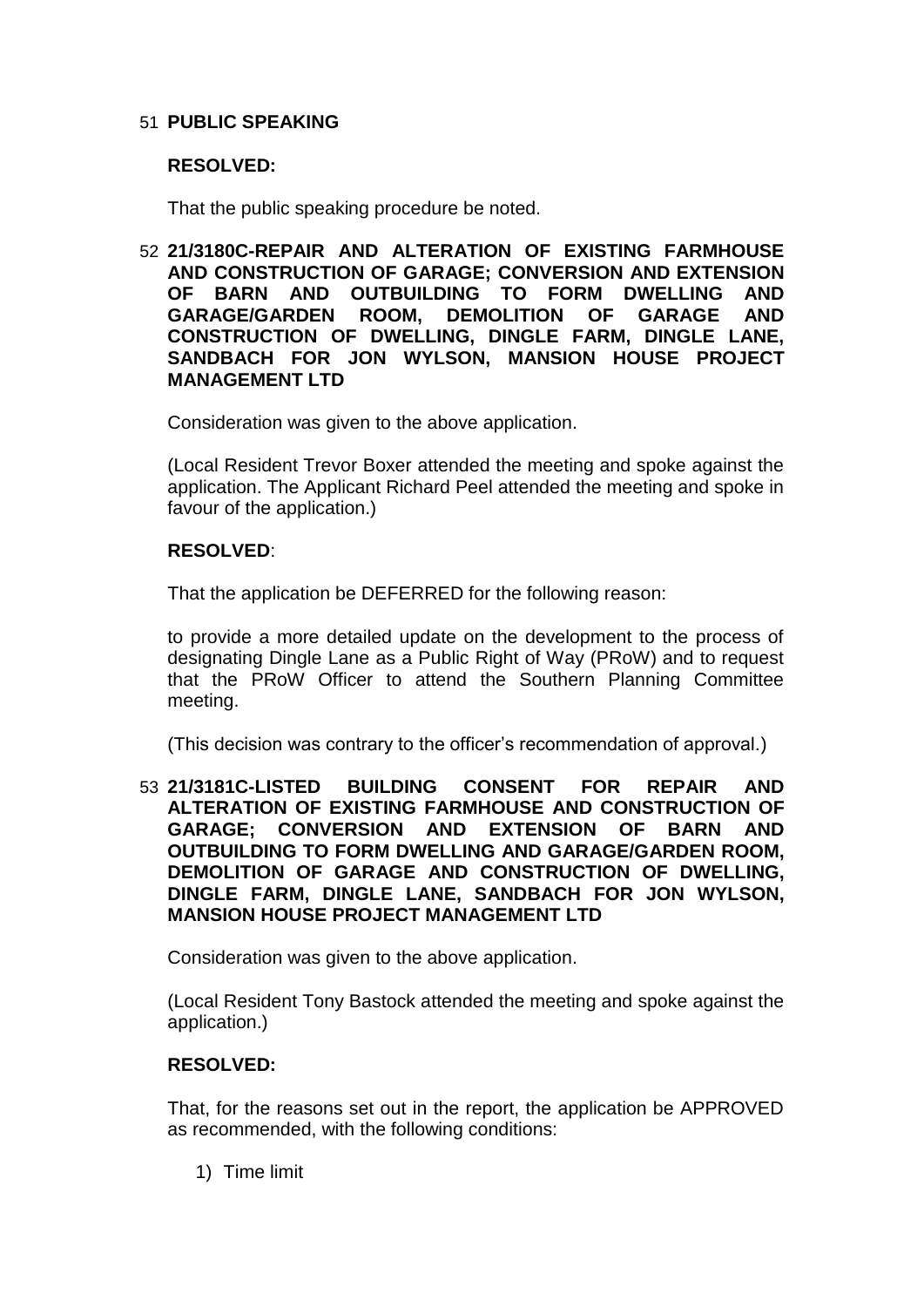51 **PUBLIC SPEAKING**

**RESOLVED:**

That the public speaking procedure be noted.

52 **21/3180C-REPAIR AND ALTERATION OF EXISTING FARMHOUSE AND CONSTRUCTION OF GARAGE; CONVERSION AND EXTENSION OF BARN AND OUTBUILDING TO FORM DWELLING AND GARAGE/GARDEN ROOM, DEMOLITION OF GARAGE AND CONSTRUCTION OF DWELLING, DINGLE FARM, DINGLE LANE, SANDBACH FOR JON WYLSON, MANSION HOUSE PROJECT MANAGEMENT LTD**

Consideration was given to the above application.

(Local Resident Trevor Boxer attended the meeting and spoke against the application. The Applicant Richard Peel attended the meeting and spoke in favour of the application.)

**RESOLVED**:

That the application be DEFERRED for the following reason:

to provide a more detailed update on the development to the process of designating Dingle Lane as a Public Right of Way (PRoW) and to request that the PRoW Officer to attend the Southern Planning Committee meeting.

(This decision was contrary to the officer's recommendation of approval.)

53 **21/3181C-LISTED BUILDING CONSENT FOR REPAIR AND ALTERATION OF EXISTING FARMHOUSE AND CONSTRUCTION OF GARAGE; CONVERSION AND EXTENSION OF BARN AND OUTBUILDING TO FORM DWELLING AND GARAGE/GARDEN ROOM, DEMOLITION OF GARAGE AND CONSTRUCTION OF DWELLING, DINGLE FARM, DINGLE LANE, SANDBACH FOR JON WYLSON, MANSION HOUSE PROJECT MANAGEMENT LTD**

Consideration was given to the above application.

(Local Resident Tony Bastock attended the meeting and spoke against the application.)

**RESOLVED:**

That, for the reasons set out in the report, the application be APPROVED as recommended, with the following conditions:

1) Time limit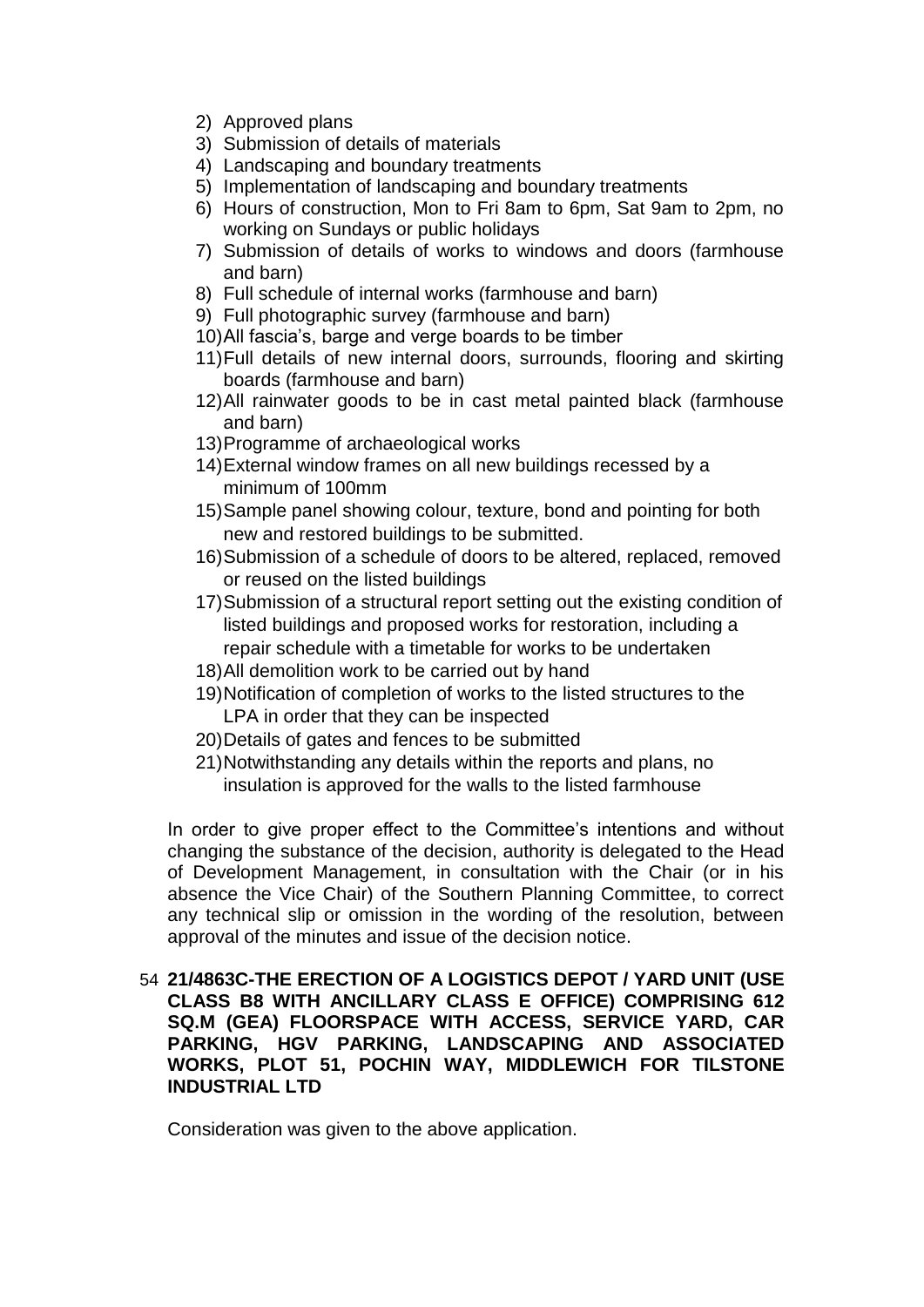2) Approved plans
3) Submission of details of materials
4) Landscaping and boundary treatments
5) Implementation of landscaping and boundary treatments
6) Hours of construction, Mon to Fri 8am to 6pm, Sat 9am to 2pm, no working on Sundays or public holidays
7) Submission of details of works to windows and doors (farmhouse and barn)
8) Full schedule of internal works (farmhouse and barn)
9) Full photographic survey (farmhouse and barn)
10) All fascia's, barge and verge boards to be timber
11) Full details of new internal doors, surrounds, flooring and skirting boards (farmhouse and barn)
12) All rainwater goods to be in cast metal painted black (farmhouse and barn)
13) Programme of archaeological works
14) External window frames on all new buildings recessed by a minimum of 100mm
15) Sample panel showing colour, texture, bond and pointing for both new and restored buildings to be submitted.
16) Submission of a schedule of doors to be altered, replaced, removed or reused on the listed buildings
17) Submission of a structural report setting out the existing condition of listed buildings and proposed works for restoration, including a repair schedule with a timetable for works to be undertaken
18) All demolition work to be carried out by hand
19) Notification of completion of works to the listed structures to the LPA in order that they can be inspected
20) Details of gates and fences to be submitted
21) Notwithstanding any details within the reports and plans, no insulation is approved for the walls to the listed farmhouse

In order to give proper effect to the Committee's intentions and without changing the substance of the decision, authority is delegated to the Head of Development Management, in consultation with the Chair (or in his absence the Vice Chair) of the Southern Planning Committee, to correct any technical slip or omission in the wording of the resolution, between approval of the minutes and issue of the decision notice.

54 **21/4863C-THE ERECTION OF A LOGISTICS DEPOT / YARD UNIT (USE CLASS B8 WITH ANCILLARY CLASS E OFFICE) COMPRISING 612 SQ.M (GEA) FLOORSPACE WITH ACCESS, SERVICE YARD, CAR PARKING, HGV PARKING, LANDSCAPING AND ASSOCIATED WORKS, PLOT 51, POCHIN WAY, MIDDLEWICH FOR TILSTONE INDUSTRIAL LTD**

Consideration was given to the above application.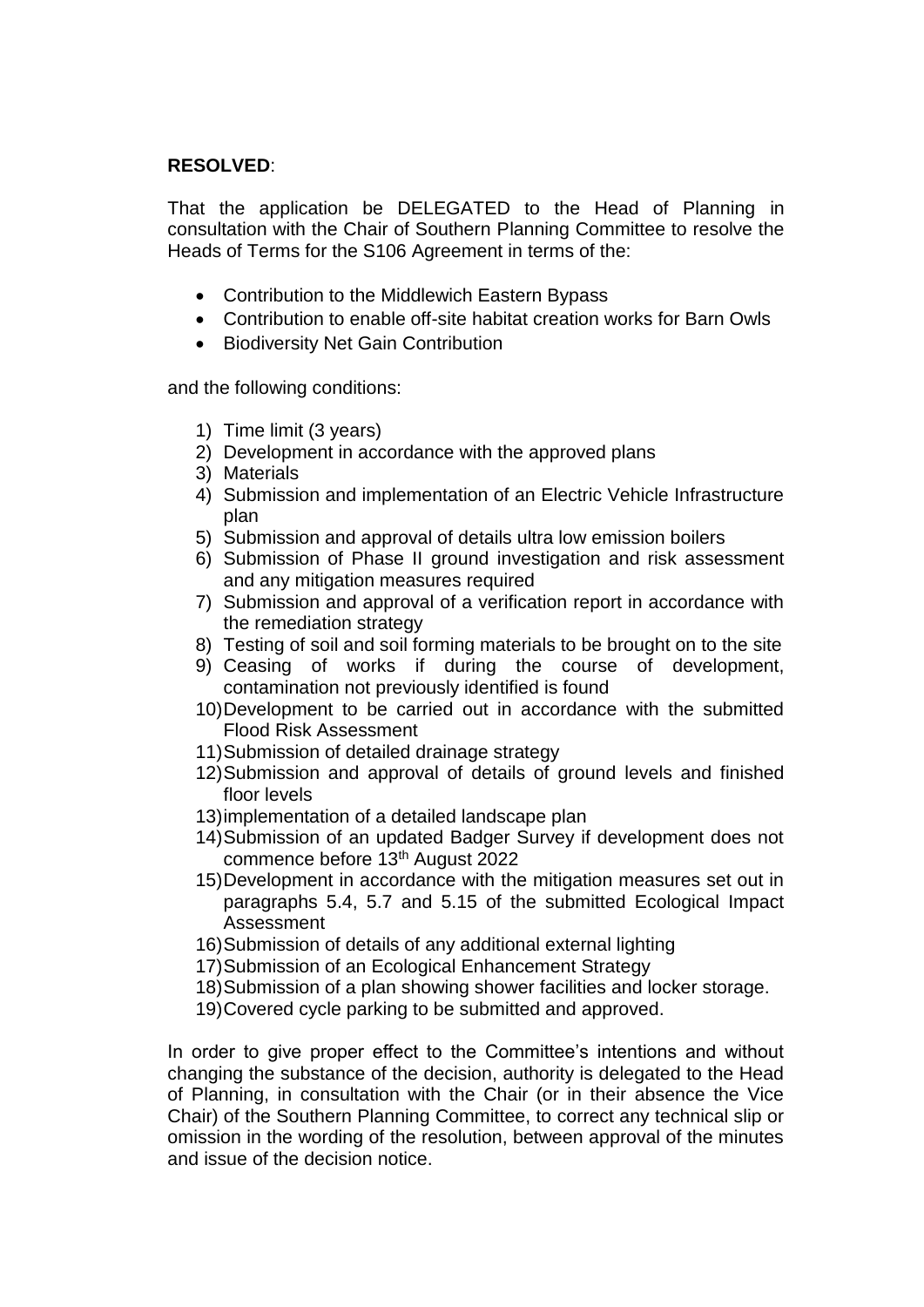**RESOLVED**:

That the application be DELEGATED to the Head of Planning in consultation with the Chair of Southern Planning Committee to resolve the Heads of Terms for the S106 Agreement in terms of the:

- Contribution to the Middlewich Eastern Bypass
- Contribution to enable off-site habitat creation works for Barn Owls
- Biodiversity Net Gain Contribution

and the following conditions:

1) Time limit (3 years)
2) Development in accordance with the approved plans
3) Materials
4) Submission and implementation of an Electric Vehicle Infrastructure plan
5) Submission and approval of details ultra low emission boilers
6) Submission of Phase II ground investigation and risk assessment and any mitigation measures required
7) Submission and approval of a verification report in accordance with the remediation strategy
8) Testing of soil and soil forming materials to be brought on to the site
9) Ceasing of works if during the course of development, contamination not previously identified is found
10) Development to be carried out in accordance with the submitted Flood Risk Assessment
11) Submission of detailed drainage strategy
12) Submission and approval of details of ground levels and finished floor levels
13) implementation of a detailed landscape plan
14) Submission of an updated Badger Survey if development does not commence before 13th August 2022
15) Development in accordance with the mitigation measures set out in paragraphs 5.4, 5.7 and 5.15 of the submitted Ecological Impact Assessment
16) Submission of details of any additional external lighting
17) Submission of an Ecological Enhancement Strategy
18) Submission of a plan showing shower facilities and locker storage.
19) Covered cycle parking to be submitted and approved.

In order to give proper effect to the Committee's intentions and without changing the substance of the decision, authority is delegated to the Head of Planning, in consultation with the Chair (or in their absence the Vice Chair) of the Southern Planning Committee, to correct any technical slip or omission in the wording of the resolution, between approval of the minutes and issue of the decision notice.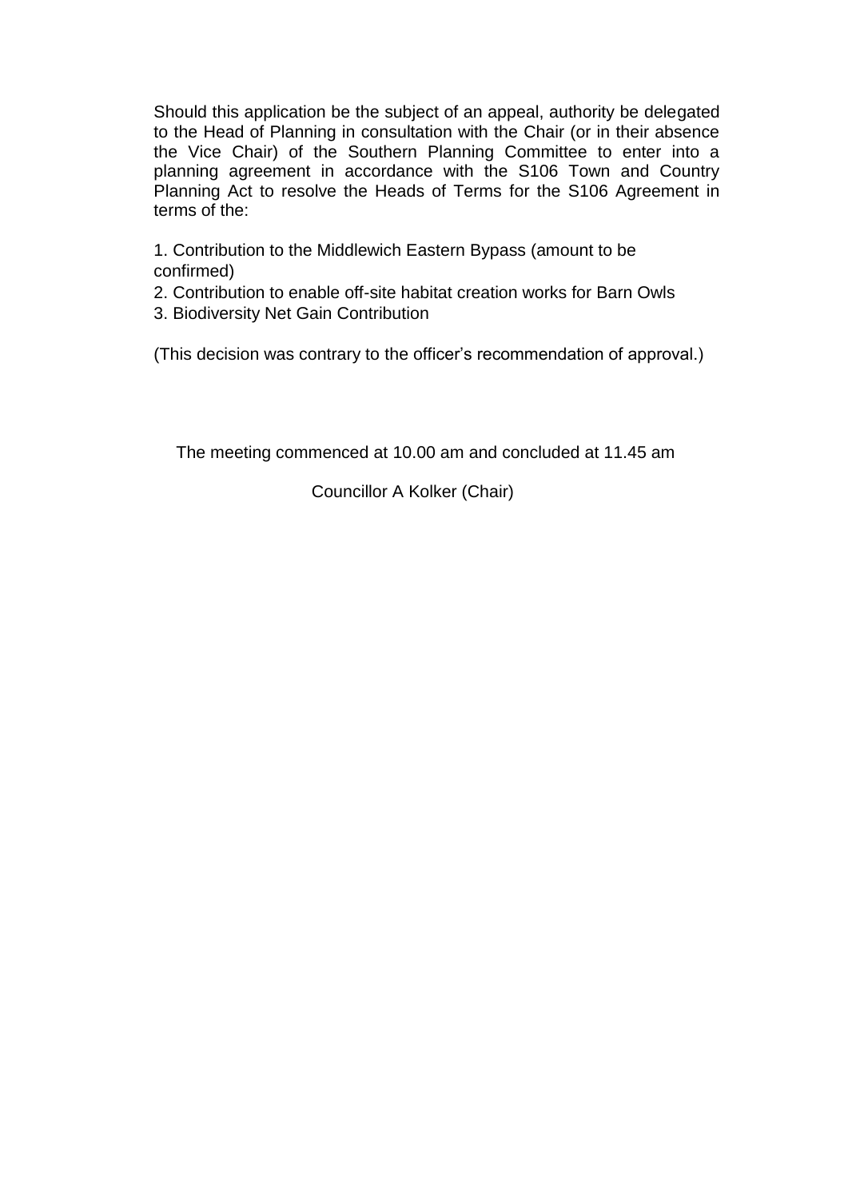Should this application be the subject of an appeal, authority be delegated to the Head of Planning in consultation with the Chair (or in their absence the Vice Chair) of the Southern Planning Committee to enter into a planning agreement in accordance with the S106 Town and Country Planning Act to resolve the Heads of Terms for the S106 Agreement in terms of the:

1. Contribution to the Middlewich Eastern Bypass (amount to be confirmed)
2. Contribution to enable off-site habitat creation works for Barn Owls
3. Biodiversity Net Gain Contribution

(This decision was contrary to the officer's recommendation of approval.)

The meeting commenced at 10.00 am and concluded at 11.45 am

Councillor A Kolker (Chair)